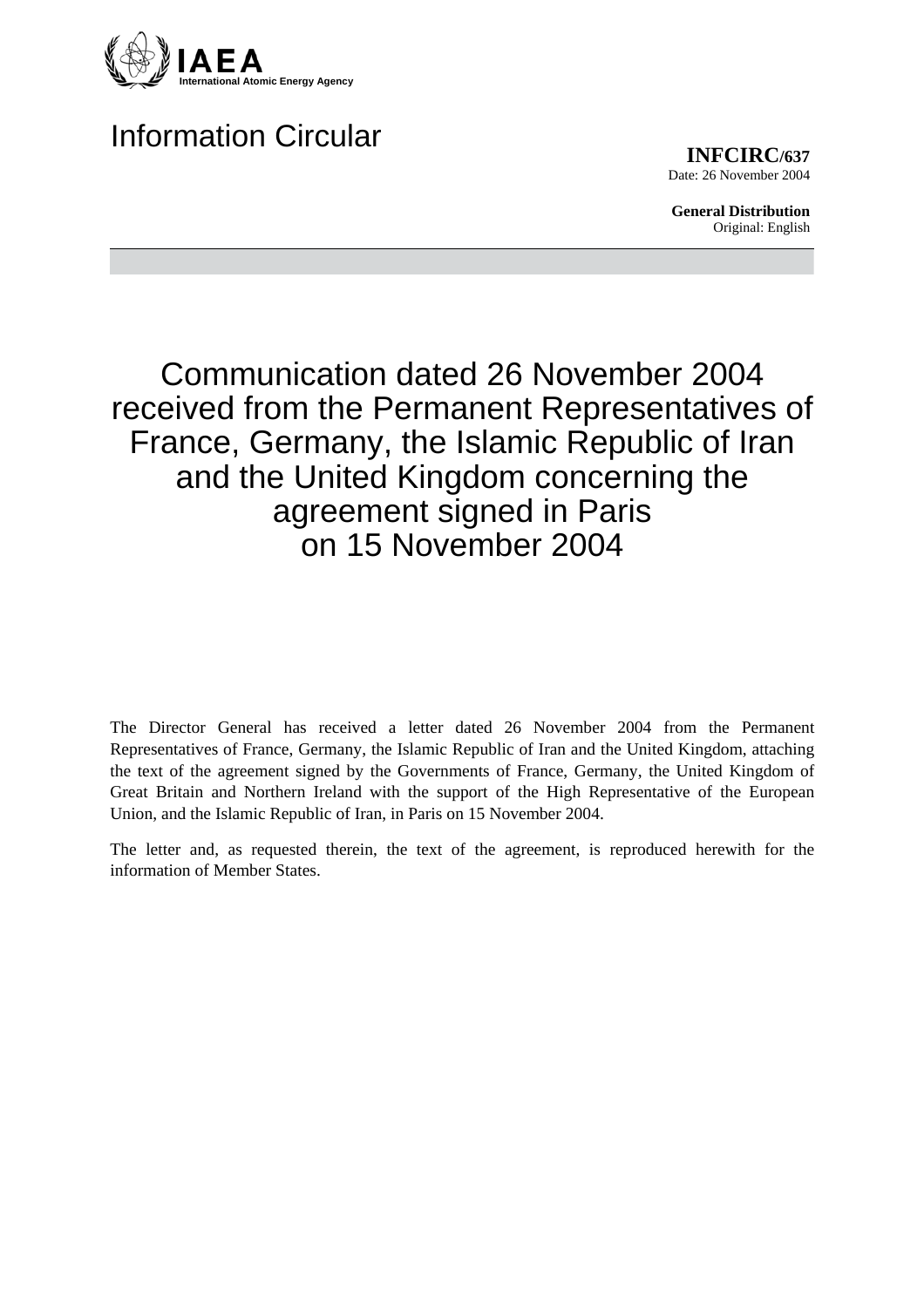IAEA
International Atomic Energy Agency

# Information Circular

**INFCIRC/637**
Date: 26 November 2004

**General Distribution**
Original: English

## Communication dated 26 November 2004 received from the Permanent Representatives of France, Germany, the Islamic Republic of Iran and the United Kingdom concerning the agreement signed in Paris on 15 November 2004

The Director General has received a letter dated 26 November 2004 from the Permanent Representatives of France, Germany, the Islamic Republic of Iran and the United Kingdom, attaching the text of the agreement signed by the Governments of France, Germany, the United Kingdom of Great Britain and Northern Ireland with the support of the High Representative of the European Union, and the Islamic Republic of Iran, in Paris on 15 November 2004.

The letter and, as requested therein, the text of the agreement, is reproduced herewith for the information of Member States.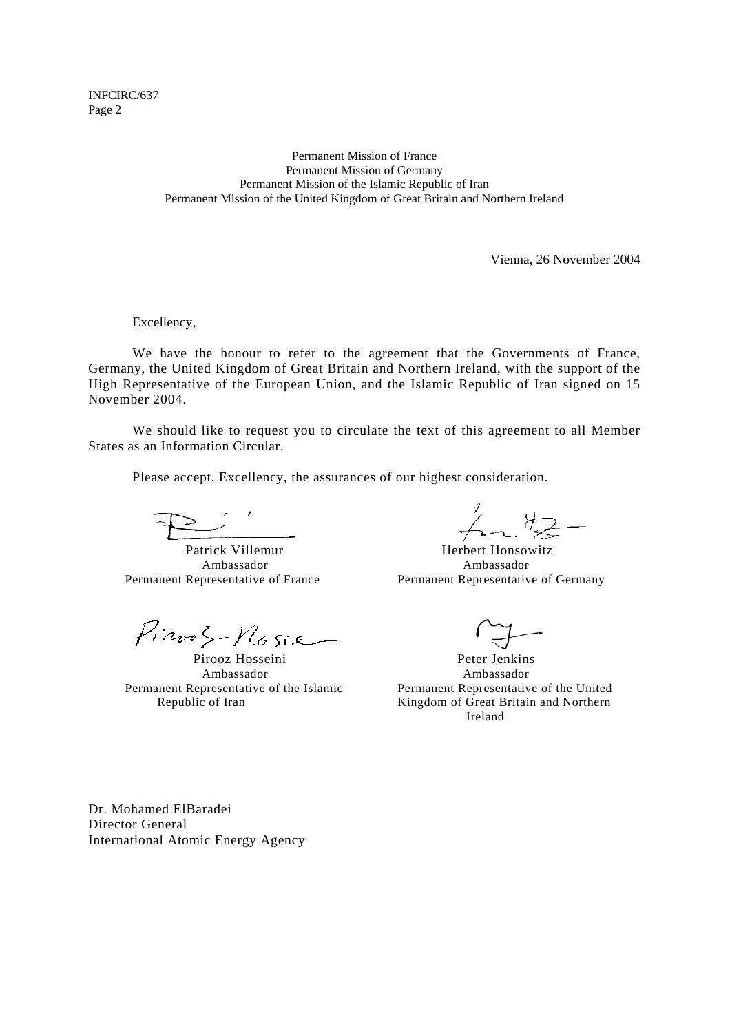Permanent Mission of France
Permanent Mission of Germany
Permanent Mission of the Islamic Republic of Iran
Permanent Mission of the United Kingdom of Great Britain and Northern Ireland

Vienna, 26 November 2004

Excellency,

We have the honour to refer to the agreement that the Governments of France, Germany, the United Kingdom of Great Britain and Northern Ireland, with the support of the High Representative of the European Union, and the Islamic Republic of Iran signed on 15 November 2004.

We should like to request you to circulate the text of this agreement to all Member States as an Information Circular.

Please accept, Excellency, the assurances of our highest consideration.

Patrick Villemur
Ambassador
Permanent Representative of France

Herbert Honsowitz
Ambassador
Permanent Representative of Germany

Pirooz Hosseini
Ambassador
Permanent Representative of the Islamic Republic of Iran

Peter Jenkins
Ambassador
Permanent Representative of the United Kingdom of Great Britain and Northern Ireland

Dr. Mohamed ElBaradei
Director General
International Atomic Energy Agency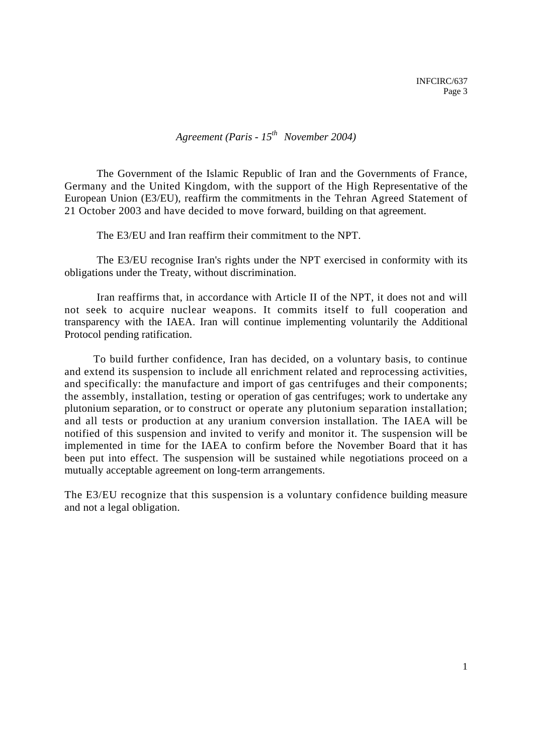*Agreement (Paris - 15th November 2004)*

The Government of the Islamic Republic of Iran and the Governments of France, Germany and the United Kingdom, with the support of the High Representative of the European Union (E3/EU), reaffirm the commitments in the Tehran Agreed Statement of 21 October 2003 and have decided to move forward, building on that agreement.

The E3/EU and Iran reaffirm their commitment to the NPT.

The E3/EU recognise Iran's rights under the NPT exercised in conformity with its obligations under the Treaty, without discrimination.

Iran reaffirms that, in accordance with Article II of the NPT, it does not and will not seek to acquire nuclear weapons. It commits itself to full cooperation and transparency with the IAEA. Iran will continue implementing voluntarily the Additional Protocol pending ratification.

To build further confidence, Iran has decided, on a voluntary basis, to continue and extend its suspension to include all enrichment related and reprocessing activities, and specifically: the manufacture and import of gas centrifuges and their components; the assembly, installation, testing or operation of gas centrifuges; work to undertake any plutonium separation, or to construct or operate any plutonium separation installation; and all tests or production at any uranium conversion installation. The IAEA will be notified of this suspension and invited to verify and monitor it. The suspension will be implemented in time for the IAEA to confirm before the November Board that it has been put into effect. The suspension will be sustained while negotiations proceed on a mutually acceptable agreement on long-term arrangements.

The E3/EU recognize that this suspension is a voluntary confidence building measure and not a legal obligation.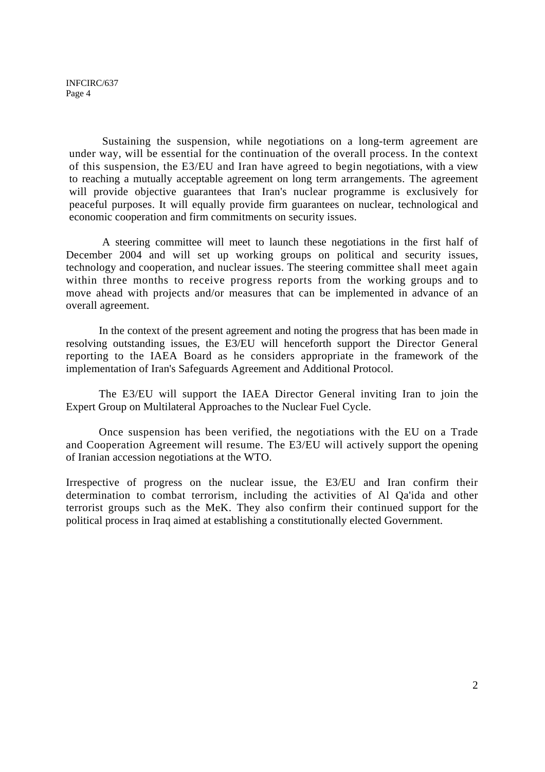Sustaining the suspension, while negotiations on a long-term agreement are under way, will be essential for the continuation of the overall process. In the context of this suspension, the E3/EU and Iran have agreed to begin negotiations, with a view to reaching a mutually acceptable agreement on long term arrangements. The agreement will provide objective guarantees that Iran's nuclear programme is exclusively for peaceful purposes. It will equally provide firm guarantees on nuclear, technological and economic cooperation and firm commitments on security issues.

A steering committee will meet to launch these negotiations in the first half of December 2004 and will set up working groups on political and security issues, technology and cooperation, and nuclear issues. The steering committee shall meet again within three months to receive progress reports from the working groups and to move ahead with projects and/or measures that can be implemented in advance of an overall agreement.

In the context of the present agreement and noting the progress that has been made in resolving outstanding issues, the E3/EU will henceforth support the Director General reporting to the IAEA Board as he considers appropriate in the framework of the implementation of Iran's Safeguards Agreement and Additional Protocol.

The E3/EU will support the IAEA Director General inviting Iran to join the Expert Group on Multilateral Approaches to the Nuclear Fuel Cycle.

Once suspension has been verified, the negotiations with the EU on a Trade and Cooperation Agreement will resume. The E3/EU will actively support the opening of Iranian accession negotiations at the WTO.

Irrespective of progress on the nuclear issue, the E3/EU and Iran confirm their determination to combat terrorism, including the activities of Al Qa'ida and other terrorist groups such as the MeK. They also confirm their continued support for the political process in Iraq aimed at establishing a constitutionally elected Government.